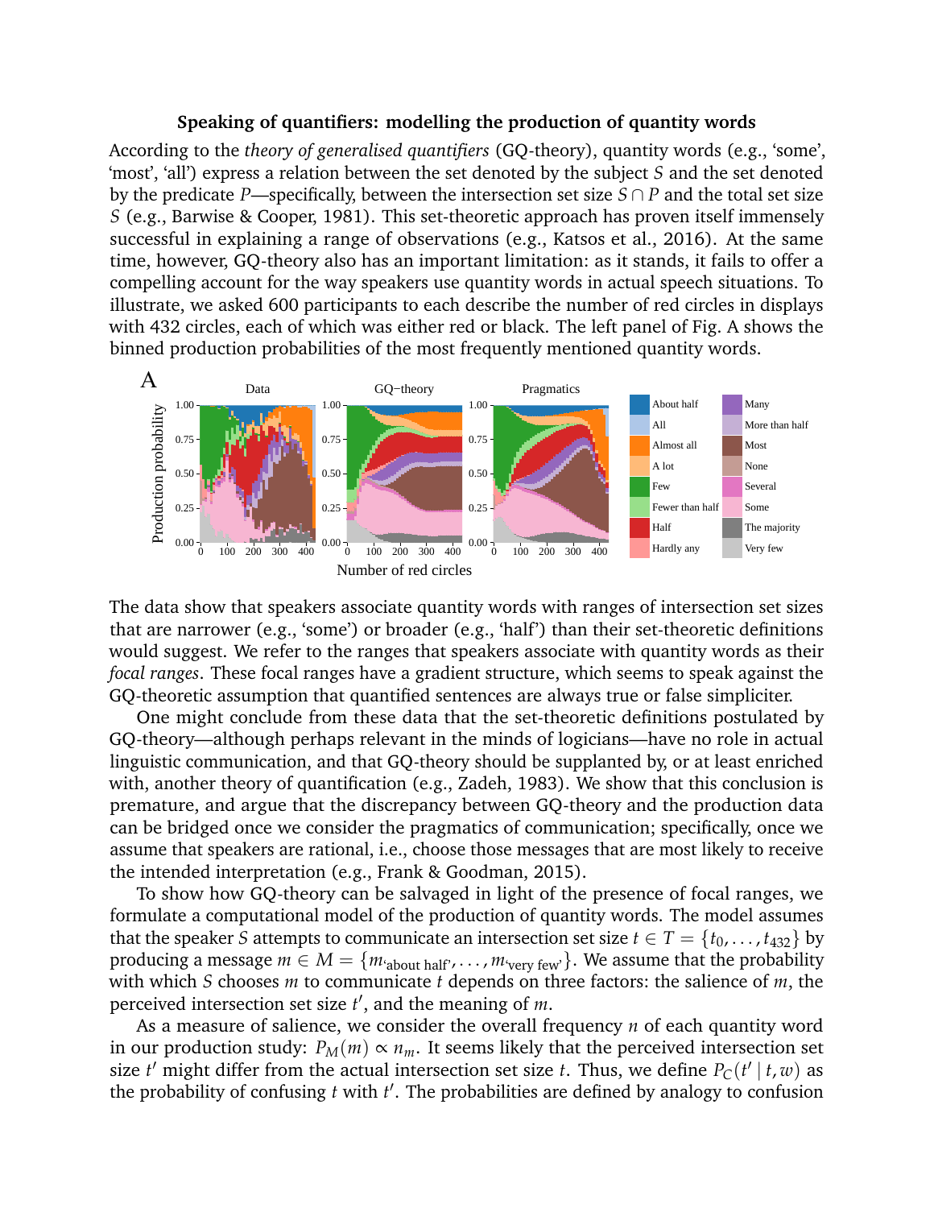**Speaking of quantifiers: modelling the production of quantity words**

According to the *theory of generalised quantifiers* (GQ-theory), quantity words (e.g., 'some', 'most', 'all') express a relation between the set denoted by the subject $S$ and the set denoted by the predicate $P$—specifically, between the intersection set size $S \cap P$ and the total set size $S$ (e.g., Barwise & Cooper, 1981). This set-theoretic approach has proven itself immensely successful in explaining a range of observations (e.g., Katsos et al., 2016). At the same time, however, GQ-theory also has an important limitation: as it stands, it fails to offer a compelling account for the way speakers use quantity words in actual speech situations. To illustrate, we asked 600 participants to each describe the number of red circles in displays with 432 circles, each of which was either red or black. The left panel of Fig. A shows the binned production probabilities of the most frequently mentioned quantity words.

The data show that speakers associate quantity words with ranges of intersection set sizes that are narrower (e.g., 'some') or broader (e.g., 'half') than their set-theoretic definitions would suggest. We refer to the ranges that speakers associate with quantity words as their *focal ranges*. These focal ranges have a gradient structure, which seems to speak against the GQ-theoretic assumption that quantified sentences are always true or false simpliciter.

One might conclude from these data that the set-theoretic definitions postulated by GQ-theory—although perhaps relevant in the minds of logicians—have no role in actual linguistic communication, and that GQ-theory should be supplanted by, or at least enriched with, another theory of quantification (e.g., Zadeh, 1983). We show that this conclusion is premature, and argue that the discrepancy between GQ-theory and the production data can be bridged once we consider the pragmatics of communication; specifically, once we assume that speakers are rational, i.e., choose those messages that are most likely to receive the intended interpretation (e.g., Frank & Goodman, 2015).

To show how GQ-theory can be salvaged in light of the presence of focal ranges, we formulate a computational model of the production of quantity words. The model assumes that the speaker $S$ attempts to communicate an intersection set size $t \in T = \{t_0, \ldots, t_{432}\}$ by producing a message $m \in M = \{m_{\text{'about half'}}, \ldots, m_{\text{'very few'}}\}$. We assume that the probability with which $S$ chooses $m$ to communicate $t$ depends on three factors: the salience of $m$, the perceived intersection set size $t'$, and the meaning of $m$.

As a measure of salience, we consider the overall frequency $n$ of each quantity word in our production study: $P_M(m) \propto n_m$. It seems likely that the perceived intersection set size $t'$ might differ from the actual intersection set size $t$. Thus, we define $P_C(t' \mid t, w)$ as the probability of confusing $t$ with $t'$. The probabilities are defined by analogy to confusion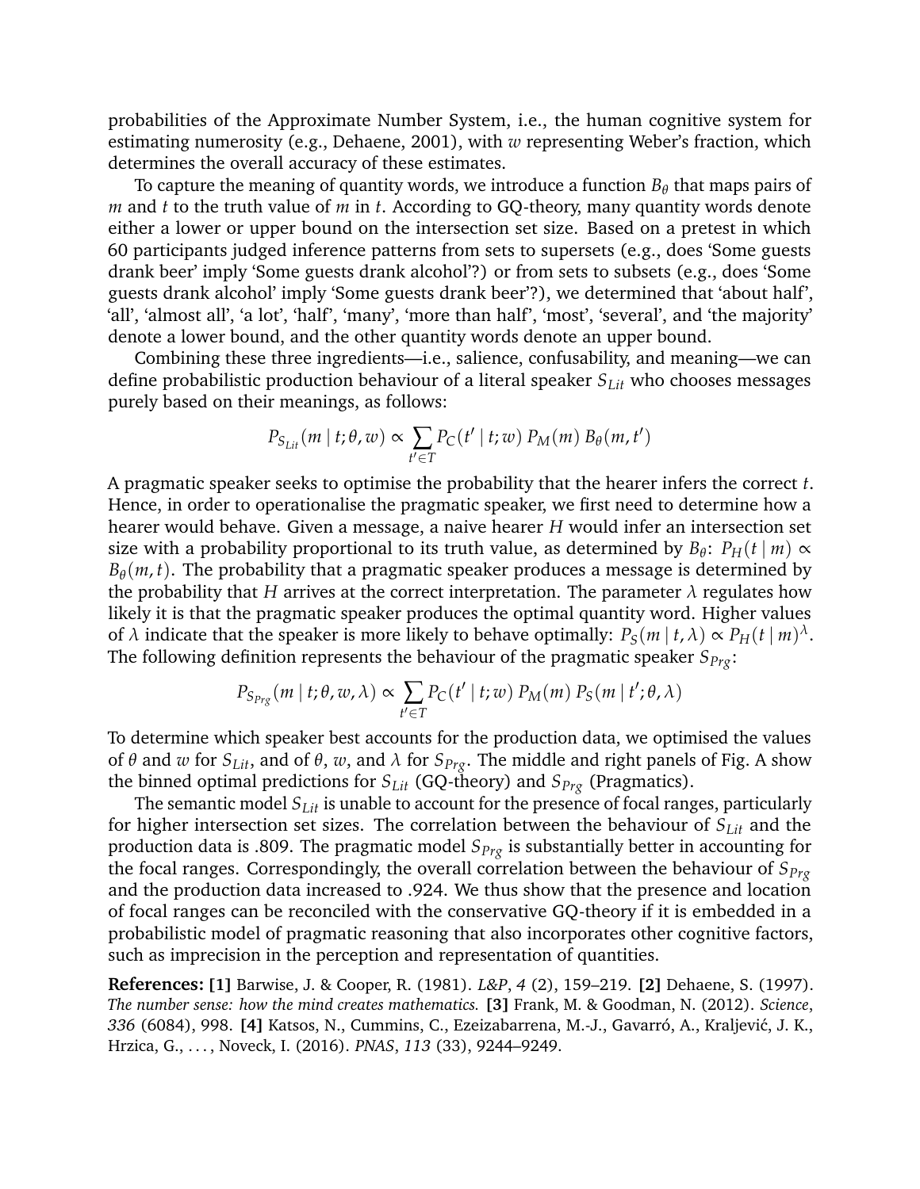probabilities of the Approximate Number System, i.e., the human cognitive system for estimating numerosity (e.g., Dehaene, 2001), with $w$ representing Weber's fraction, which determines the overall accuracy of these estimates.

To capture the meaning of quantity words, we introduce a function $B_\theta$ that maps pairs of $m$ and $t$ to the truth value of $m$ in $t$. According to GQ-theory, many quantity words denote either a lower or upper bound on the intersection set size. Based on a pretest in which 60 participants judged inference patterns from sets to supersets (e.g., does 'Some guests drank beer' imply 'Some guests drank alcohol'?) or from sets to subsets (e.g., does 'Some guests drank alcohol' imply 'Some guests drank beer'?), we determined that 'about half', 'all', 'almost all', 'a lot', 'half', 'many', 'more than half', 'most', 'several', and 'the majority' denote a lower bound, and the other quantity words denote an upper bound.

Combining these three ingredients—i.e., salience, confusability, and meaning—we can define probabilistic production behaviour of a literal speaker $S_{Lit}$ who chooses messages purely based on their meanings, as follows:

$$P_{S_{Lit}}(m \mid t; \theta, w) \propto \sum_{t' \in T} P_C(t' \mid t; w)\, P_M(m)\, B_\theta(m, t')$$

A pragmatic speaker seeks to optimise the probability that the hearer infers the correct $t$. Hence, in order to operationalise the pragmatic speaker, we first need to determine how a hearer would behave. Given a message, a naive hearer $H$ would infer an intersection set size with a probability proportional to its truth value, as determined by $B_\theta$: $P_H(t \mid m) \propto B_\theta(m, t)$. The probability that a pragmatic speaker produces a message is determined by the probability that $H$ arrives at the correct interpretation. The parameter $\lambda$ regulates how likely it is that the pragmatic speaker produces the optimal quantity word. Higher values of $\lambda$ indicate that the speaker is more likely to behave optimally: $P_S(m \mid t, \lambda) \propto P_H(t \mid m)^\lambda$. The following definition represents the behaviour of the pragmatic speaker $S_{Prg}$:

$$P_{S_{Prg}}(m \mid t; \theta, w, \lambda) \propto \sum_{t' \in T} P_C(t' \mid t; w)\, P_M(m)\, P_S(m \mid t'; \theta, \lambda)$$

To determine which speaker best accounts for the production data, we optimised the values of $\theta$ and $w$ for $S_{Lit}$, and of $\theta$, $w$, and $\lambda$ for $S_{Prg}$. The middle and right panels of Fig. A show the binned optimal predictions for $S_{Lit}$ (GQ-theory) and $S_{Prg}$ (Pragmatics).

The semantic model $S_{Lit}$ is unable to account for the presence of focal ranges, particularly for higher intersection set sizes. The correlation between the behaviour of $S_{Lit}$ and the production data is .809. The pragmatic model $S_{Prg}$ is substantially better in accounting for the focal ranges. Correspondingly, the overall correlation between the behaviour of $S_{Prg}$ and the production data increased to .924. We thus show that the presence and location of focal ranges can be reconciled with the conservative GQ-theory if it is embedded in a probabilistic model of pragmatic reasoning that also incorporates other cognitive factors, such as imprecision in the perception and representation of quantities.

**References:** **[1]** Barwise, J. & Cooper, R. (1981). *L&P*, *4* (2), 159–219. **[2]** Dehaene, S. (1997). *The number sense: how the mind creates mathematics.* **[3]** Frank, M. & Goodman, N. (2012). *Science*, *336* (6084), 998. **[4]** Katsos, N., Cummins, C., Ezeizabarrena, M.-J., Gavarró, A., Kraljević, J. K., Hrzica, G., . . . , Noveck, I. (2016). *PNAS*, *113* (33), 9244–9249.